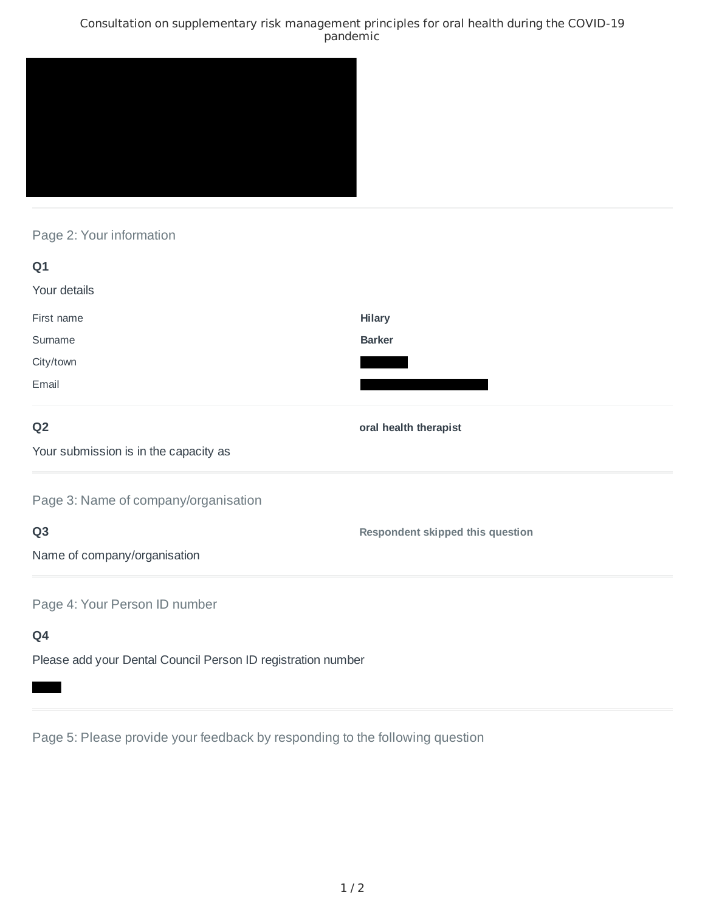Consultation on supplementary risk management principles for oral health during the COVID-19 pandemic

## Page 2: Your information

**Q1**

Your details

| | |
|---|---|
| First name | **Hilary** |
| Surname | **Barker** |
| City/town | |
| Email | |

**Q2**

Your submission is in the capacity as

**oral health therapist**

## Page 3: Name of company/organisation

**Q3**

Name of company/organisation

**Respondent skipped this question**

## Page 4: Your Person ID number

**Q4**

Please add your Dental Council Person ID registration number

## Page 5: Please provide your feedback by responding to the following question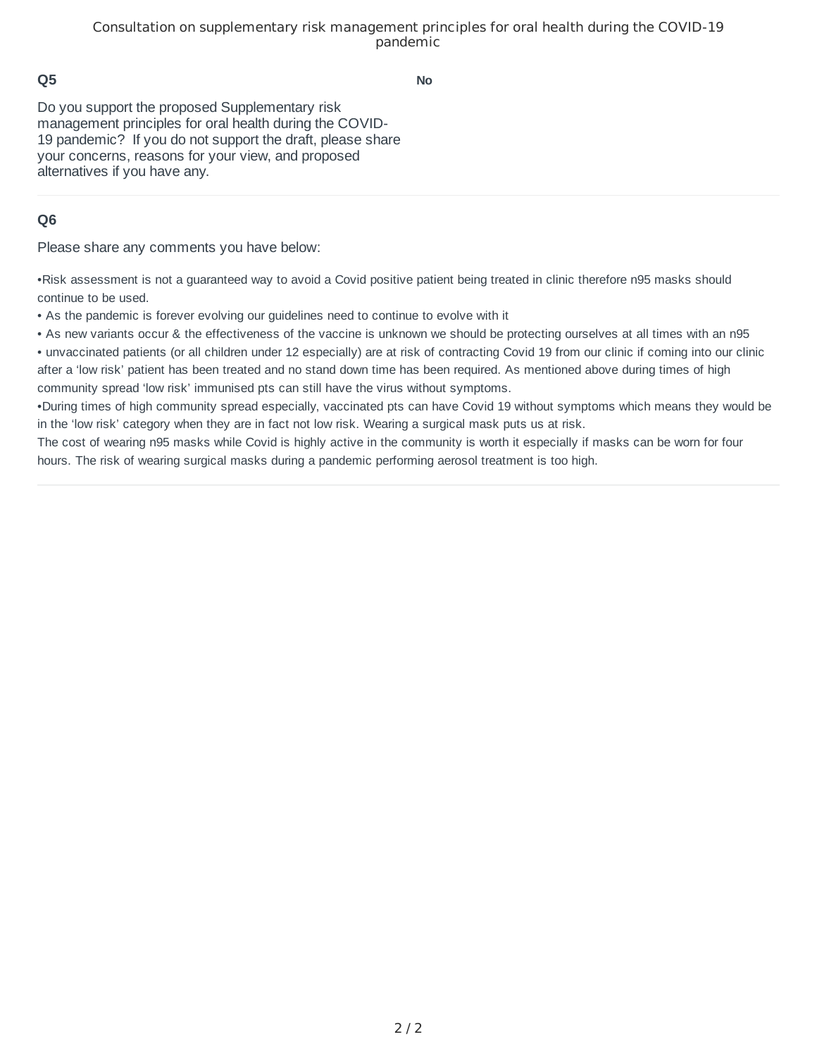**Q5**

Do you support the proposed Supplementary risk management principles for oral health during the COVID-19 pandemic? If you do not support the draft, please share your concerns, reasons for your view, and proposed alternatives if you have any.

**No**

**Q6**

Please share any comments you have below:

•Risk assessment is not a guaranteed way to avoid a Covid positive patient being treated in clinic therefore n95 masks should continue to be used.
• As the pandemic is forever evolving our guidelines need to continue to evolve with it
• As new variants occur & the effectiveness of the vaccine is unknown we should be protecting ourselves at all times with an n95
• unvaccinated patients (or all children under 12 especially) are at risk of contracting Covid 19 from our clinic if coming into our clinic after a 'low risk' patient has been treated and no stand down time has been required. As mentioned above during times of high community spread 'low risk' immunised pts can still have the virus without symptoms.
•During times of high community spread especially, vaccinated pts can have Covid 19 without symptoms which means they would be in the 'low risk' category when they are in fact not low risk. Wearing a surgical mask puts us at risk.
The cost of wearing n95 masks while Covid is highly active in the community is worth it especially if masks can be worn for four hours. The risk of wearing surgical masks during a pandemic performing aerosol treatment is too high.